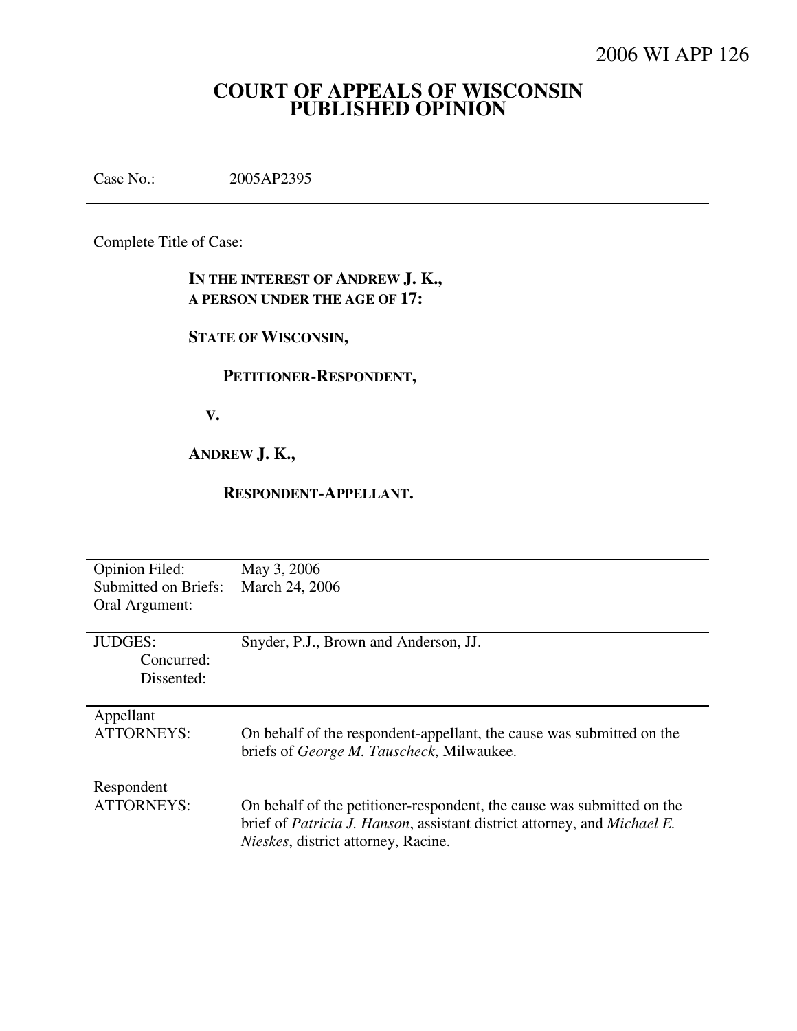2006 WI APP 126

# COURT OF APPEALS OF WISCONSIN PUBLISHED OPINION

Case No.: 2005AP2395

---

Complete Title of Case:

**IN THE INTEREST OF ANDREW J. K., A PERSON UNDER THE AGE OF 17:**

**STATE OF WISCONSIN,**

**PETITIONER-RESPONDENT,**

**V.**

**ANDREW J. K.,**

**RESPONDENT-APPELLANT.**

---

| | |
|---|---|
| Opinion Filed: | May 3, 2006 |
| Submitted on Briefs: | March 24, 2006 |
| Oral Argument: | |
| JUDGES: | Snyder, P.J., Brown and Anderson, JJ. |
| Concurred: | |
| Dissented: | |
| Appellant ATTORNEYS: | On behalf of the respondent-appellant, the cause was submitted on the briefs of *George M. Tauscheck*, Milwaukee. |
| Respondent ATTORNEYS: | On behalf of the petitioner-respondent, the cause was submitted on the brief of *Patricia J. Hanson*, assistant district attorney, and *Michael E. Nieskes*, district attorney, Racine. |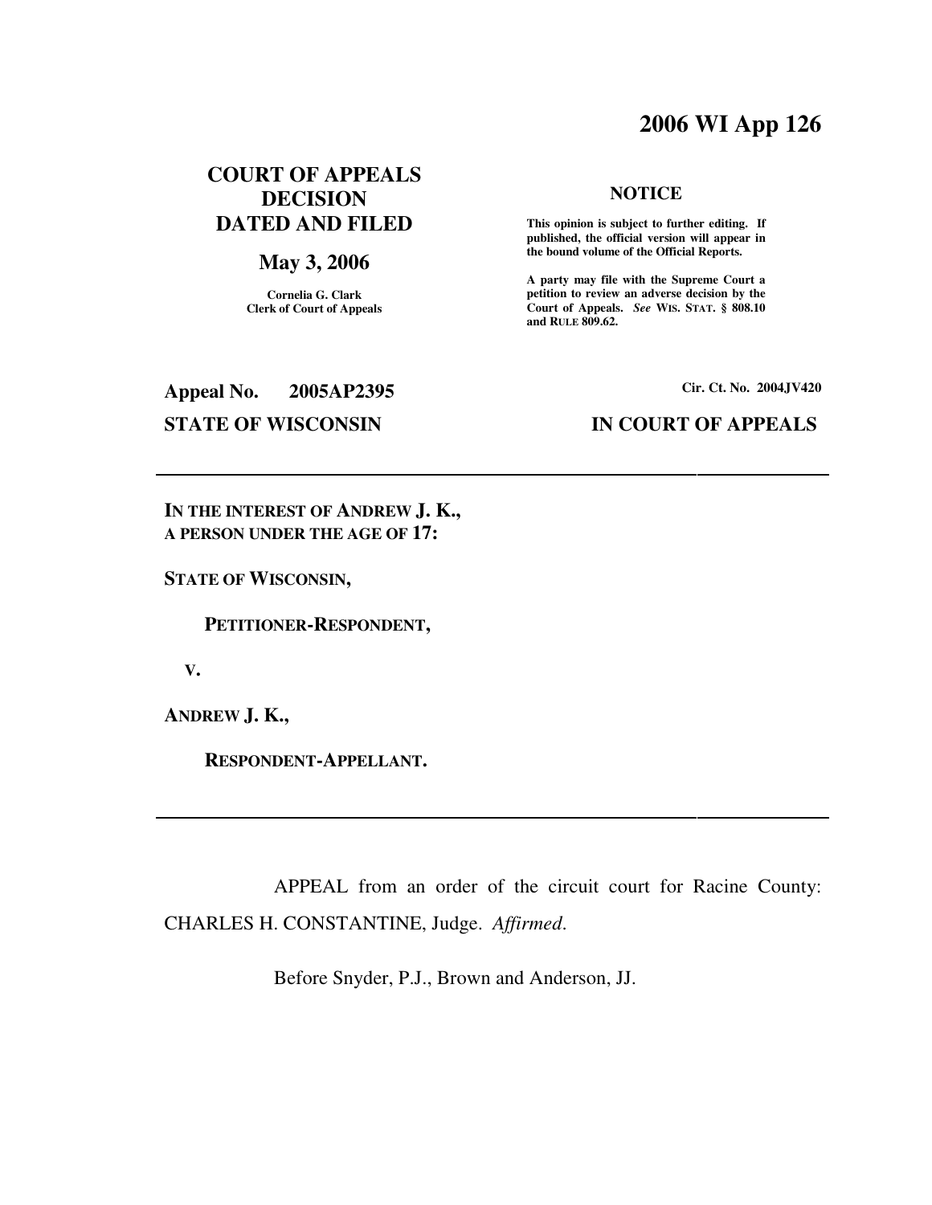# 2006 WI App 126

## COURT OF APPEALS DECISION DATED AND FILED

**May 3, 2006**

**Cornelia G. Clark**
**Clerk of Court of Appeals**

**NOTICE**

**This opinion is subject to further editing. If published, the official version will appear in the bound volume of the Official Reports.**

**A party may file with the Supreme Court a petition to review an adverse decision by the Court of Appeals.** ***See*** **WIS. STAT. § 808.10 and RULE 809.62.**

**Appeal No. 2005AP2395**

**Cir. Ct. No. 2004JV420**

**STATE OF WISCONSIN**

**IN COURT OF APPEALS**

---

**IN THE INTEREST OF ANDREW J. K., A PERSON UNDER THE AGE OF 17:**

**STATE OF WISCONSIN,**

**PETITIONER-RESPONDENT,**

**V.**

**ANDREW J. K.,**

**RESPONDENT-APPELLANT.**

---

APPEAL from an order of the circuit court for Racine County: CHARLES H. CONSTANTINE, Judge. *Affirmed*.

Before Snyder, P.J., Brown and Anderson, JJ.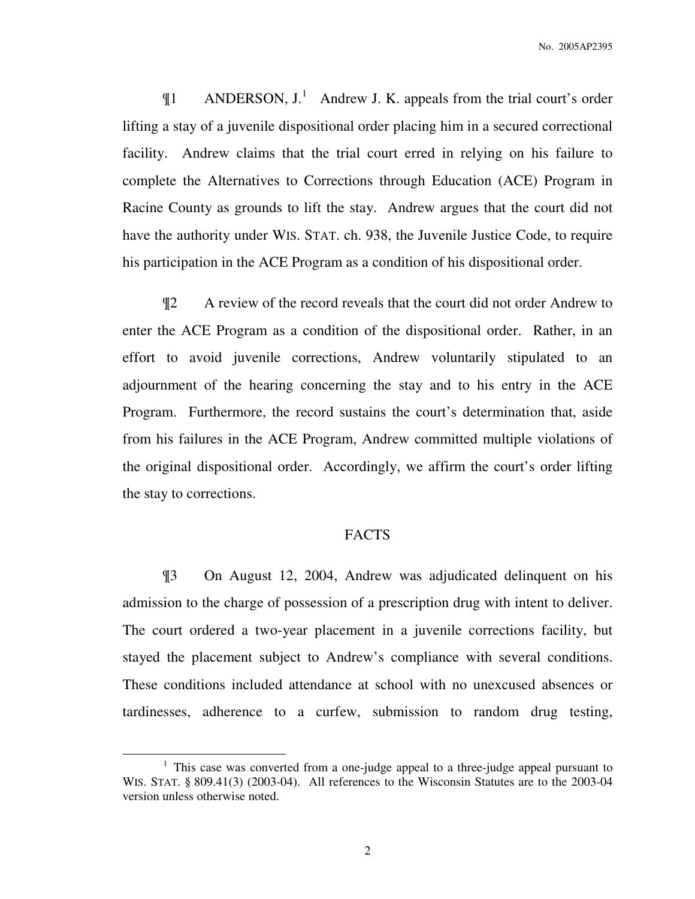¶1 ANDERSON, J.[1] Andrew J. K. appeals from the trial court's order lifting a stay of a juvenile dispositional order placing him in a secured correctional facility. Andrew claims that the trial court erred in relying on his failure to complete the Alternatives to Corrections through Education (ACE) Program in Racine County as grounds to lift the stay. Andrew argues that the court did not have the authority under WIS. STAT. ch. 938, the Juvenile Justice Code, to require his participation in the ACE Program as a condition of his dispositional order.

¶2 A review of the record reveals that the court did not order Andrew to enter the ACE Program as a condition of the dispositional order. Rather, in an effort to avoid juvenile corrections, Andrew voluntarily stipulated to an adjournment of the hearing concerning the stay and to his entry in the ACE Program. Furthermore, the record sustains the court's determination that, aside from his failures in the ACE Program, Andrew committed multiple violations of the original dispositional order. Accordingly, we affirm the court's order lifting the stay to corrections.

## FACTS

¶3 On August 12, 2004, Andrew was adjudicated delinquent on his admission to the charge of possession of a prescription drug with intent to deliver. The court ordered a two-year placement in a juvenile corrections facility, but stayed the placement subject to Andrew's compliance with several conditions. These conditions included attendance at school with no unexcused absences or tardinesses, adherence to a curfew, submission to random drug testing,

---

[1] This case was converted from a one-judge appeal to a three-judge appeal pursuant to WIS. STAT. § 809.41(3) (2003-04). All references to the Wisconsin Statutes are to the 2003-04 version unless otherwise noted.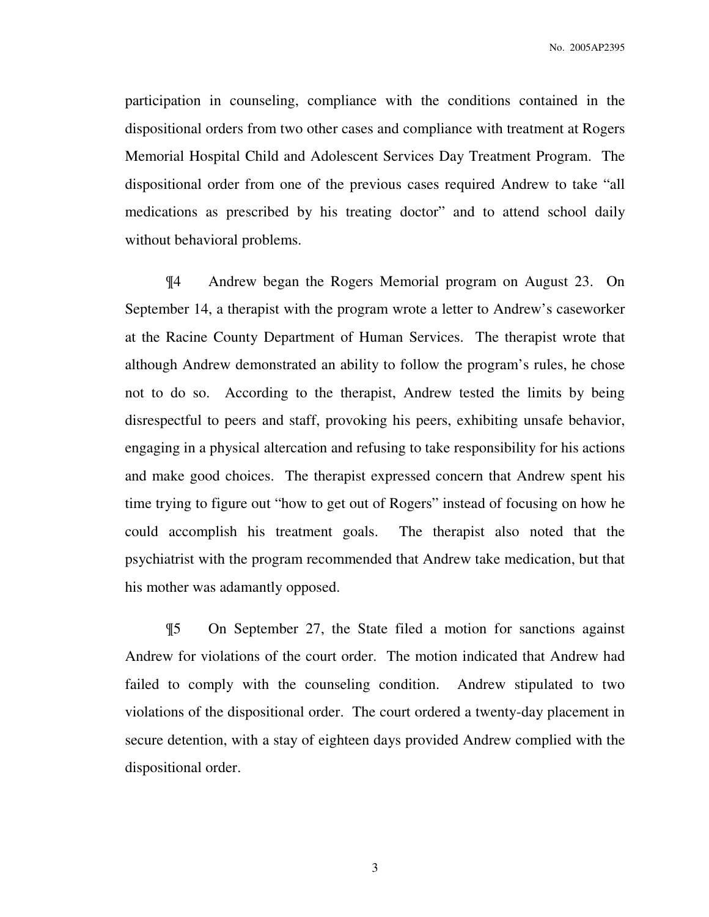participation in counseling, compliance with the conditions contained in the dispositional orders from two other cases and compliance with treatment at Rogers Memorial Hospital Child and Adolescent Services Day Treatment Program. The dispositional order from one of the previous cases required Andrew to take "all medications as prescribed by his treating doctor" and to attend school daily without behavioral problems.

¶4 Andrew began the Rogers Memorial program on August 23. On September 14, a therapist with the program wrote a letter to Andrew's caseworker at the Racine County Department of Human Services. The therapist wrote that although Andrew demonstrated an ability to follow the program's rules, he chose not to do so. According to the therapist, Andrew tested the limits by being disrespectful to peers and staff, provoking his peers, exhibiting unsafe behavior, engaging in a physical altercation and refusing to take responsibility for his actions and make good choices. The therapist expressed concern that Andrew spent his time trying to figure out "how to get out of Rogers" instead of focusing on how he could accomplish his treatment goals. The therapist also noted that the psychiatrist with the program recommended that Andrew take medication, but that his mother was adamantly opposed.

¶5 On September 27, the State filed a motion for sanctions against Andrew for violations of the court order. The motion indicated that Andrew had failed to comply with the counseling condition. Andrew stipulated to two violations of the dispositional order. The court ordered a twenty-day placement in secure detention, with a stay of eighteen days provided Andrew complied with the dispositional order.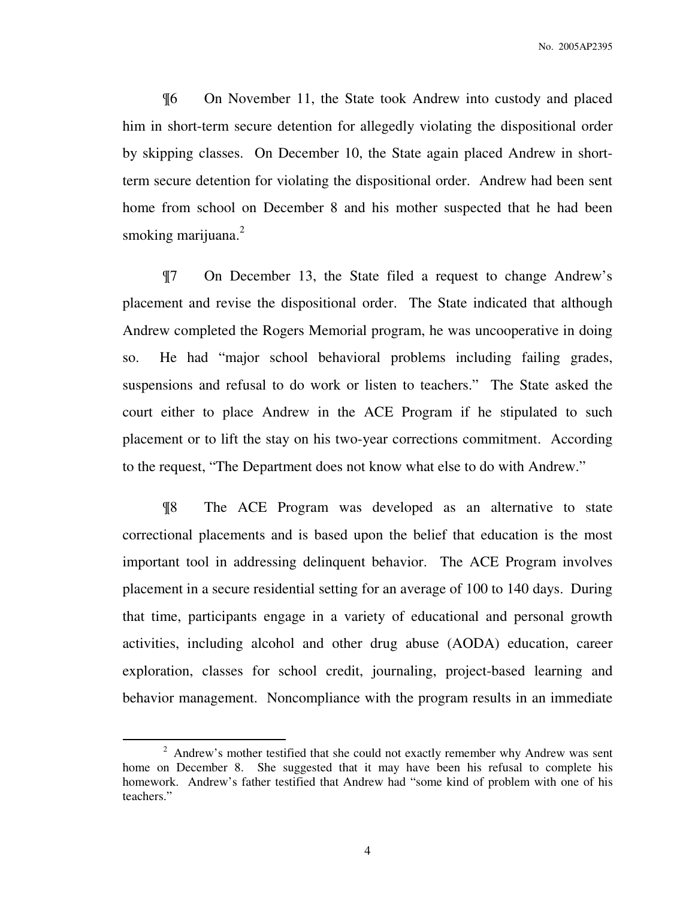¶6 On November 11, the State took Andrew into custody and placed him in short-term secure detention for allegedly violating the dispositional order by skipping classes. On December 10, the State again placed Andrew in short-term secure detention for violating the dispositional order. Andrew had been sent home from school on December 8 and his mother suspected that he had been smoking marijuana.[2]

¶7 On December 13, the State filed a request to change Andrew's placement and revise the dispositional order. The State indicated that although Andrew completed the Rogers Memorial program, he was uncooperative in doing so. He had "major school behavioral problems including failing grades, suspensions and refusal to do work or listen to teachers." The State asked the court either to place Andrew in the ACE Program if he stipulated to such placement or to lift the stay on his two-year corrections commitment. According to the request, "The Department does not know what else to do with Andrew."

¶8 The ACE Program was developed as an alternative to state correctional placements and is based upon the belief that education is the most important tool in addressing delinquent behavior. The ACE Program involves placement in a secure residential setting for an average of 100 to 140 days. During that time, participants engage in a variety of educational and personal growth activities, including alcohol and other drug abuse (AODA) education, career exploration, classes for school credit, journaling, project-based learning and behavior management. Noncompliance with the program results in an immediate

[2] Andrew's mother testified that she could not exactly remember why Andrew was sent home on December 8. She suggested that it may have been his refusal to complete his homework. Andrew's father testified that Andrew had "some kind of problem with one of his teachers."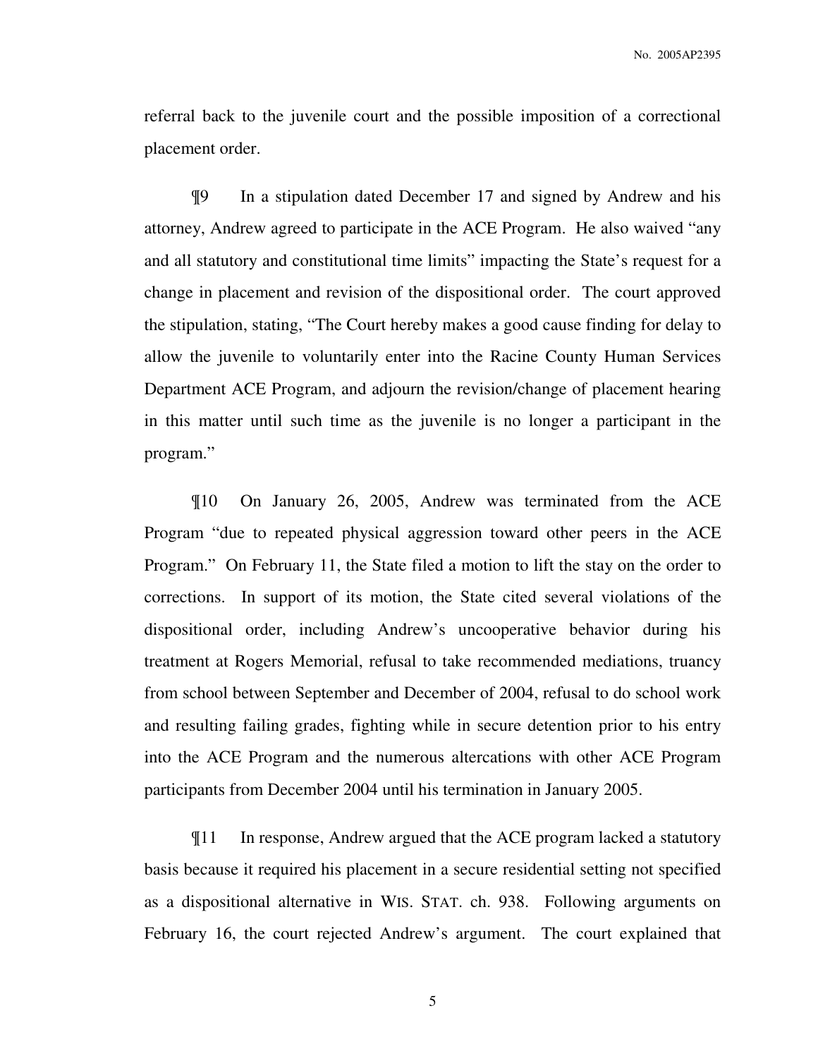referral back to the juvenile court and the possible imposition of a correctional placement order.

¶9 In a stipulation dated December 17 and signed by Andrew and his attorney, Andrew agreed to participate in the ACE Program. He also waived "any and all statutory and constitutional time limits" impacting the State's request for a change in placement and revision of the dispositional order. The court approved the stipulation, stating, "The Court hereby makes a good cause finding for delay to allow the juvenile to voluntarily enter into the Racine County Human Services Department ACE Program, and adjourn the revision/change of placement hearing in this matter until such time as the juvenile is no longer a participant in the program."

¶10 On January 26, 2005, Andrew was terminated from the ACE Program "due to repeated physical aggression toward other peers in the ACE Program." On February 11, the State filed a motion to lift the stay on the order to corrections. In support of its motion, the State cited several violations of the dispositional order, including Andrew's uncooperative behavior during his treatment at Rogers Memorial, refusal to take recommended mediations, truancy from school between September and December of 2004, refusal to do school work and resulting failing grades, fighting while in secure detention prior to his entry into the ACE Program and the numerous altercations with other ACE Program participants from December 2004 until his termination in January 2005.

¶11 In response, Andrew argued that the ACE program lacked a statutory basis because it required his placement in a secure residential setting not specified as a dispositional alternative in WIS. STAT. ch. 938. Following arguments on February 16, the court rejected Andrew's argument. The court explained that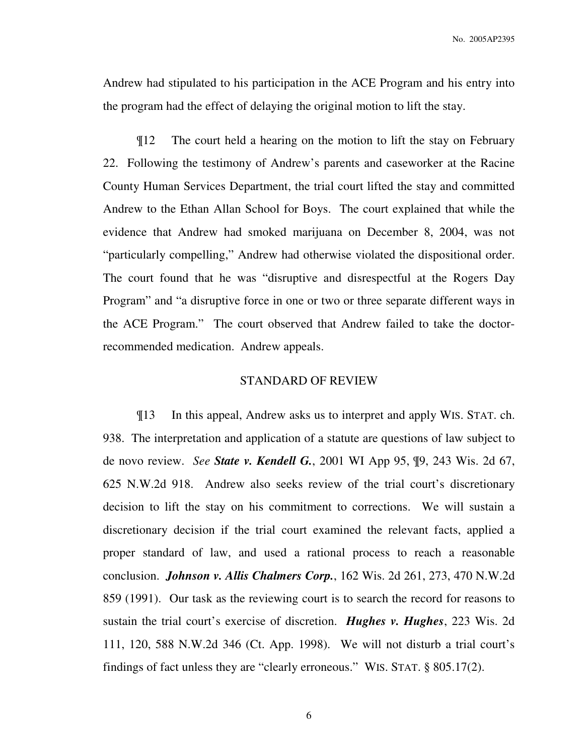Andrew had stipulated to his participation in the ACE Program and his entry into the program had the effect of delaying the original motion to lift the stay.

¶12 The court held a hearing on the motion to lift the stay on February 22. Following the testimony of Andrew's parents and caseworker at the Racine County Human Services Department, the trial court lifted the stay and committed Andrew to the Ethan Allan School for Boys. The court explained that while the evidence that Andrew had smoked marijuana on December 8, 2004, was not "particularly compelling," Andrew had otherwise violated the dispositional order. The court found that he was "disruptive and disrespectful at the Rogers Day Program" and "a disruptive force in one or two or three separate different ways in the ACE Program." The court observed that Andrew failed to take the doctor-recommended medication. Andrew appeals.

## STANDARD OF REVIEW

¶13 In this appeal, Andrew asks us to interpret and apply WIS. STAT. ch. 938. The interpretation and application of a statute are questions of law subject to de novo review. *See* ***State v. Kendell G.***, 2001 WI App 95, ¶9, 243 Wis. 2d 67, 625 N.W.2d 918. Andrew also seeks review of the trial court's discretionary decision to lift the stay on his commitment to corrections. We will sustain a discretionary decision if the trial court examined the relevant facts, applied a proper standard of law, and used a rational process to reach a reasonable conclusion. ***Johnson v. Allis Chalmers Corp.***, 162 Wis. 2d 261, 273, 470 N.W.2d 859 (1991). Our task as the reviewing court is to search the record for reasons to sustain the trial court's exercise of discretion. ***Hughes v. Hughes***, 223 Wis. 2d 111, 120, 588 N.W.2d 346 (Ct. App. 1998). We will not disturb a trial court's findings of fact unless they are "clearly erroneous." WIS. STAT. § 805.17(2).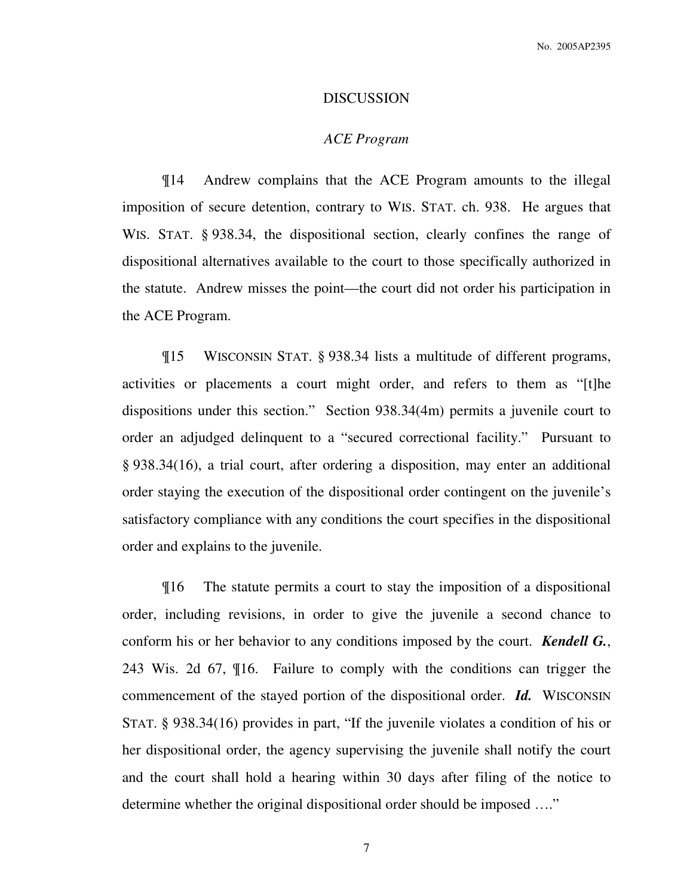## DISCUSSION

### *ACE Program*

¶14 Andrew complains that the ACE Program amounts to the illegal imposition of secure detention, contrary to WIS. STAT. ch. 938. He argues that WIS. STAT. § 938.34, the dispositional section, clearly confines the range of dispositional alternatives available to the court to those specifically authorized in the statute. Andrew misses the point—the court did not order his participation in the ACE Program.

¶15 WISCONSIN STAT. § 938.34 lists a multitude of different programs, activities or placements a court might order, and refers to them as "[t]he dispositions under this section." Section 938.34(4m) permits a juvenile court to order an adjudged delinquent to a "secured correctional facility." Pursuant to § 938.34(16), a trial court, after ordering a disposition, may enter an additional order staying the execution of the dispositional order contingent on the juvenile's satisfactory compliance with any conditions the court specifies in the dispositional order and explains to the juvenile.

¶16 The statute permits a court to stay the imposition of a dispositional order, including revisions, in order to give the juvenile a second chance to conform his or her behavior to any conditions imposed by the court. ***Kendell G.***, 243 Wis. 2d 67, ¶16. Failure to comply with the conditions can trigger the commencement of the stayed portion of the dispositional order. ***Id.*** WISCONSIN STAT. § 938.34(16) provides in part, "If the juvenile violates a condition of his or her dispositional order, the agency supervising the juvenile shall notify the court and the court shall hold a hearing within 30 days after filing of the notice to determine whether the original dispositional order should be imposed …."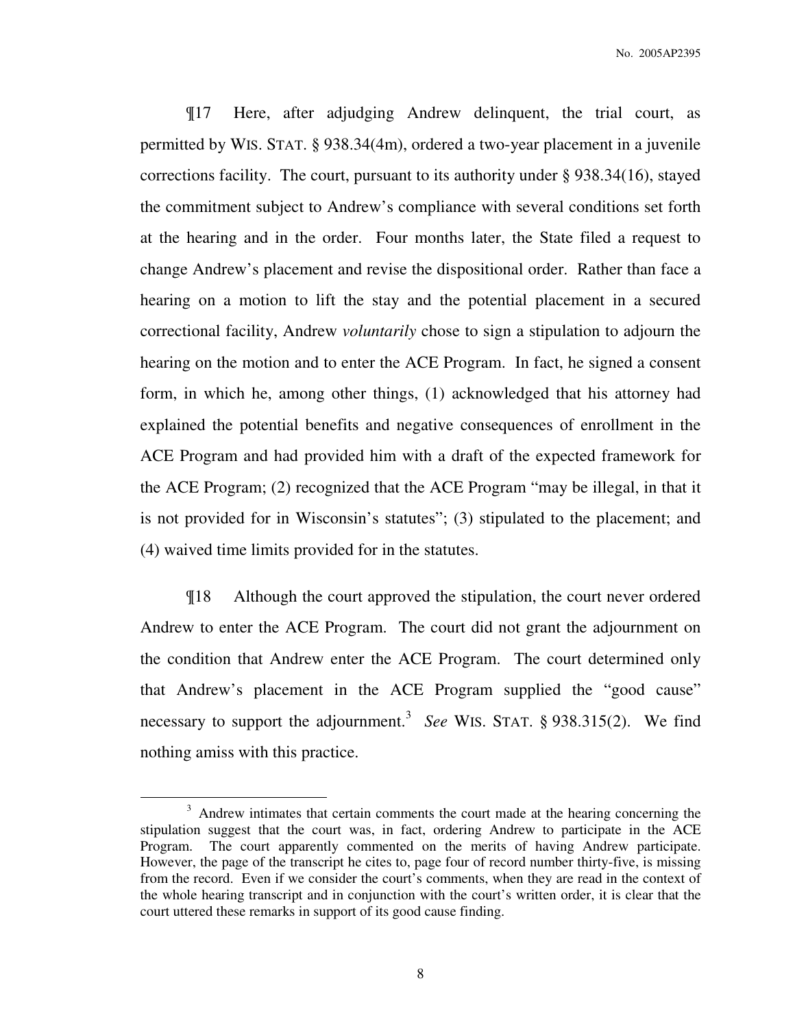¶17 Here, after adjudging Andrew delinquent, the trial court, as permitted by WIS. STAT. § 938.34(4m), ordered a two-year placement in a juvenile corrections facility. The court, pursuant to its authority under § 938.34(16), stayed the commitment subject to Andrew's compliance with several conditions set forth at the hearing and in the order. Four months later, the State filed a request to change Andrew's placement and revise the dispositional order. Rather than face a hearing on a motion to lift the stay and the potential placement in a secured correctional facility, Andrew *voluntarily* chose to sign a stipulation to adjourn the hearing on the motion and to enter the ACE Program. In fact, he signed a consent form, in which he, among other things, (1) acknowledged that his attorney had explained the potential benefits and negative consequences of enrollment in the ACE Program and had provided him with a draft of the expected framework for the ACE Program; (2) recognized that the ACE Program "may be illegal, in that it is not provided for in Wisconsin's statutes"; (3) stipulated to the placement; and (4) waived time limits provided for in the statutes.

¶18 Although the court approved the stipulation, the court never ordered Andrew to enter the ACE Program. The court did not grant the adjournment on the condition that Andrew enter the ACE Program. The court determined only that Andrew's placement in the ACE Program supplied the "good cause" necessary to support the adjournment.[3] *See* WIS. STAT. § 938.315(2). We find nothing amiss with this practice.

[3] Andrew intimates that certain comments the court made at the hearing concerning the stipulation suggest that the court was, in fact, ordering Andrew to participate in the ACE Program. The court apparently commented on the merits of having Andrew participate. However, the page of the transcript he cites to, page four of record number thirty-five, is missing from the record. Even if we consider the court's comments, when they are read in the context of the whole hearing transcript and in conjunction with the court's written order, it is clear that the court uttered these remarks in support of its good cause finding.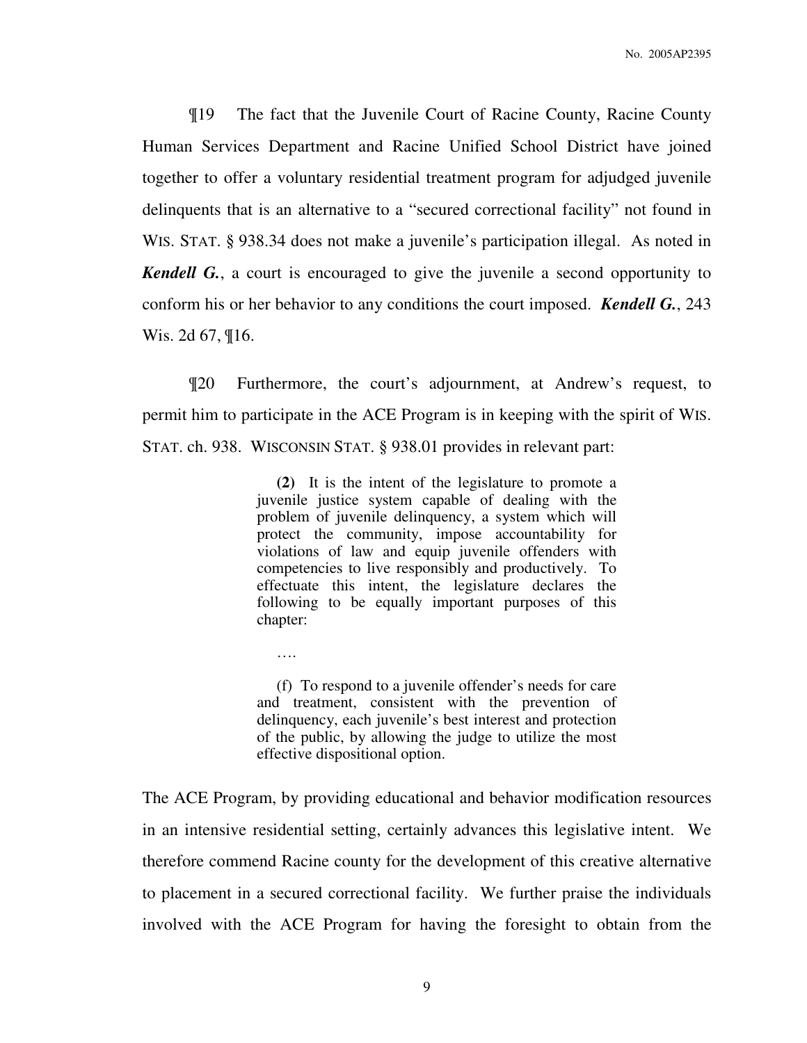¶19 The fact that the Juvenile Court of Racine County, Racine County Human Services Department and Racine Unified School District have joined together to offer a voluntary residential treatment program for adjudged juvenile delinquents that is an alternative to a "secured correctional facility" not found in WIS. STAT. § 938.34 does not make a juvenile's participation illegal. As noted in ***Kendell G.***, a court is encouraged to give the juvenile a second opportunity to conform his or her behavior to any conditions the court imposed. ***Kendell G.***, 243 Wis. 2d 67, ¶16.

¶20 Furthermore, the court's adjournment, at Andrew's request, to permit him to participate in the ACE Program is in keeping with the spirit of WIS. STAT. ch. 938. WISCONSIN STAT. § 938.01 provides in relevant part:

> **(2)** It is the intent of the legislature to promote a juvenile justice system capable of dealing with the problem of juvenile delinquency, a system which will protect the community, impose accountability for violations of law and equip juvenile offenders with competencies to live responsibly and productively. To effectuate this intent, the legislature declares the following to be equally important purposes of this chapter:
>
> ….
>
> (f) To respond to a juvenile offender's needs for care and treatment, consistent with the prevention of delinquency, each juvenile's best interest and protection of the public, by allowing the judge to utilize the most effective dispositional option.

The ACE Program, by providing educational and behavior modification resources in an intensive residential setting, certainly advances this legislative intent. We therefore commend Racine county for the development of this creative alternative to placement in a secured correctional facility. We further praise the individuals involved with the ACE Program for having the foresight to obtain from the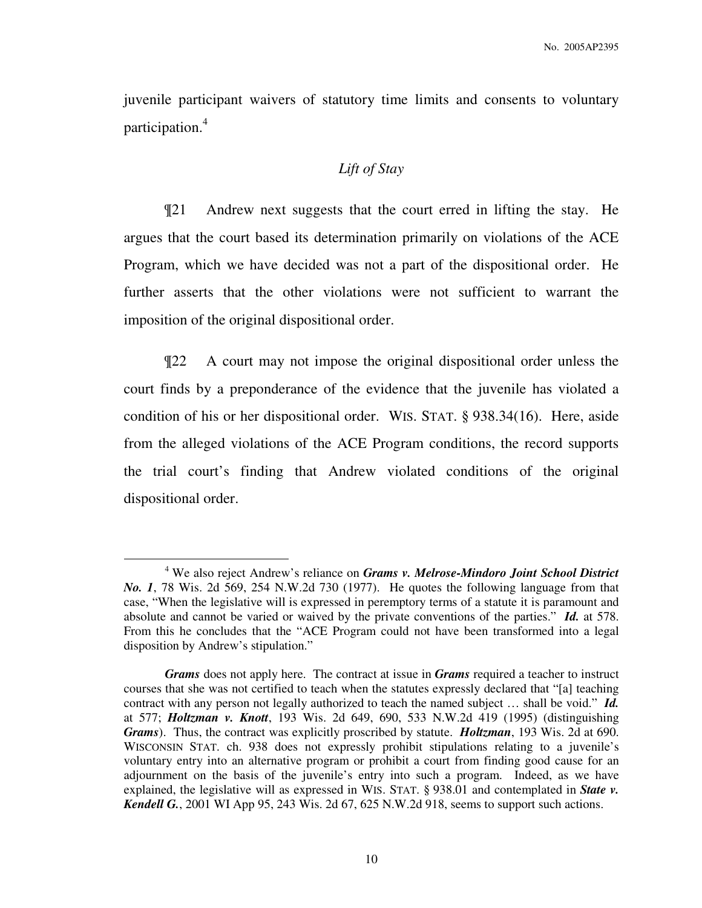juvenile participant waivers of statutory time limits and consents to voluntary participation.[4]

### *Lift of Stay*

¶21 Andrew next suggests that the court erred in lifting the stay. He argues that the court based its determination primarily on violations of the ACE Program, which we have decided was not a part of the dispositional order. He further asserts that the other violations were not sufficient to warrant the imposition of the original dispositional order.

¶22 A court may not impose the original dispositional order unless the court finds by a preponderance of the evidence that the juvenile has violated a condition of his or her dispositional order. WIS. STAT. § 938.34(16). Here, aside from the alleged violations of the ACE Program conditions, the record supports the trial court's finding that Andrew violated conditions of the original dispositional order.

---

[4] We also reject Andrew's reliance on ***Grams v. Melrose-Mindoro Joint School District No. 1***, 78 Wis. 2d 569, 254 N.W.2d 730 (1977). He quotes the following language from that case, "When the legislative will is expressed in peremptory terms of a statute it is paramount and absolute and cannot be varied or waived by the private conventions of the parties." ***Id.*** at 578. From this he concludes that the "ACE Program could not have been transformed into a legal disposition by Andrew's stipulation."

***Grams*** does not apply here. The contract at issue in ***Grams*** required a teacher to instruct courses that she was not certified to teach when the statutes expressly declared that "[a] teaching contract with any person not legally authorized to teach the named subject … shall be void." ***Id.*** at 577; ***Holtzman v. Knott***, 193 Wis. 2d 649, 690, 533 N.W.2d 419 (1995) (distinguishing ***Grams***). Thus, the contract was explicitly proscribed by statute. ***Holtzman***, 193 Wis. 2d at 690. WISCONSIN STAT. ch. 938 does not expressly prohibit stipulations relating to a juvenile's voluntary entry into an alternative program or prohibit a court from finding good cause for an adjournment on the basis of the juvenile's entry into such a program. Indeed, as we have explained, the legislative will as expressed in WIS. STAT. § 938.01 and contemplated in ***State v. Kendell G.***, 2001 WI App 95, 243 Wis. 2d 67, 625 N.W.2d 918, seems to support such actions.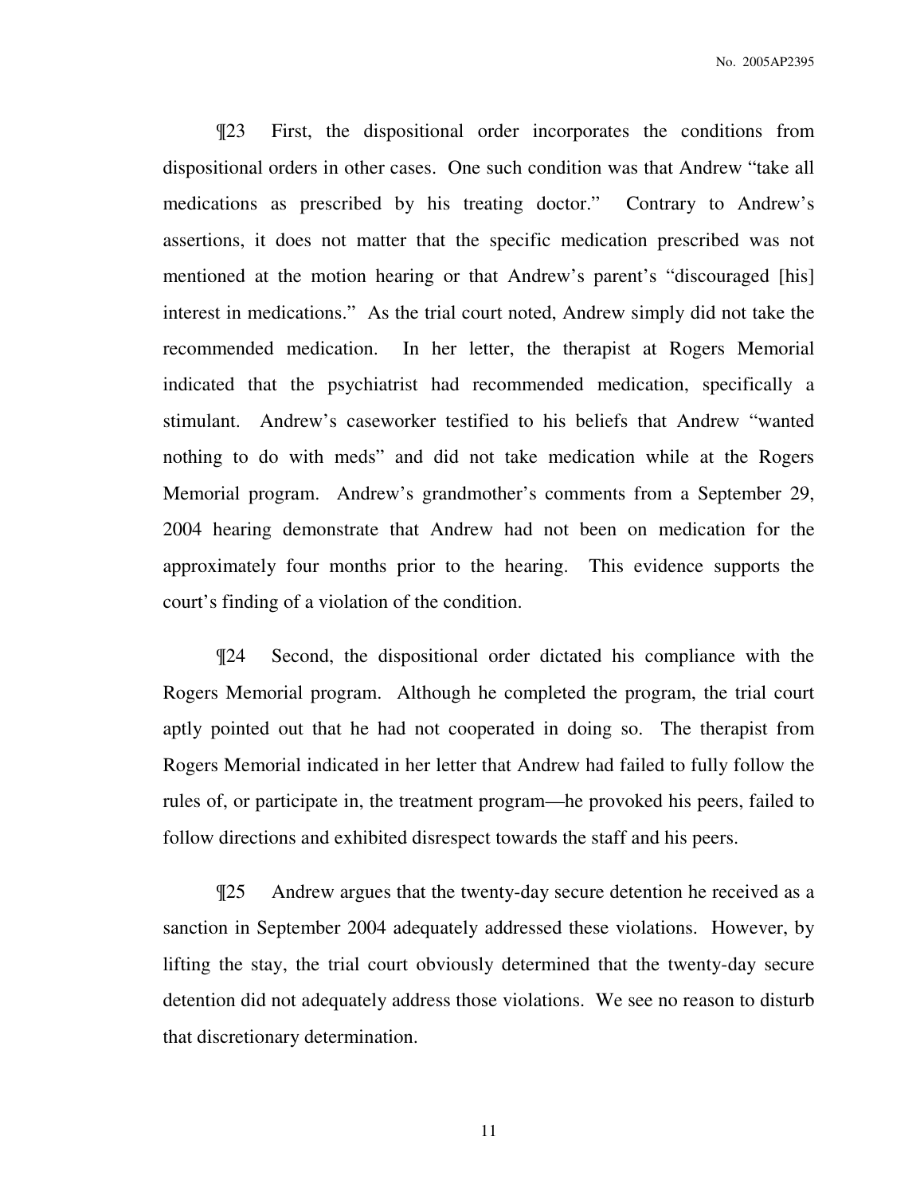¶23 First, the dispositional order incorporates the conditions from dispositional orders in other cases. One such condition was that Andrew "take all medications as prescribed by his treating doctor." Contrary to Andrew's assertions, it does not matter that the specific medication prescribed was not mentioned at the motion hearing or that Andrew's parent's "discouraged [his] interest in medications." As the trial court noted, Andrew simply did not take the recommended medication. In her letter, the therapist at Rogers Memorial indicated that the psychiatrist had recommended medication, specifically a stimulant. Andrew's caseworker testified to his beliefs that Andrew "wanted nothing to do with meds" and did not take medication while at the Rogers Memorial program. Andrew's grandmother's comments from a September 29, 2004 hearing demonstrate that Andrew had not been on medication for the approximately four months prior to the hearing. This evidence supports the court's finding of a violation of the condition.

¶24 Second, the dispositional order dictated his compliance with the Rogers Memorial program. Although he completed the program, the trial court aptly pointed out that he had not cooperated in doing so. The therapist from Rogers Memorial indicated in her letter that Andrew had failed to fully follow the rules of, or participate in, the treatment program—he provoked his peers, failed to follow directions and exhibited disrespect towards the staff and his peers.

¶25 Andrew argues that the twenty-day secure detention he received as a sanction in September 2004 adequately addressed these violations. However, by lifting the stay, the trial court obviously determined that the twenty-day secure detention did not adequately address those violations. We see no reason to disturb that discretionary determination.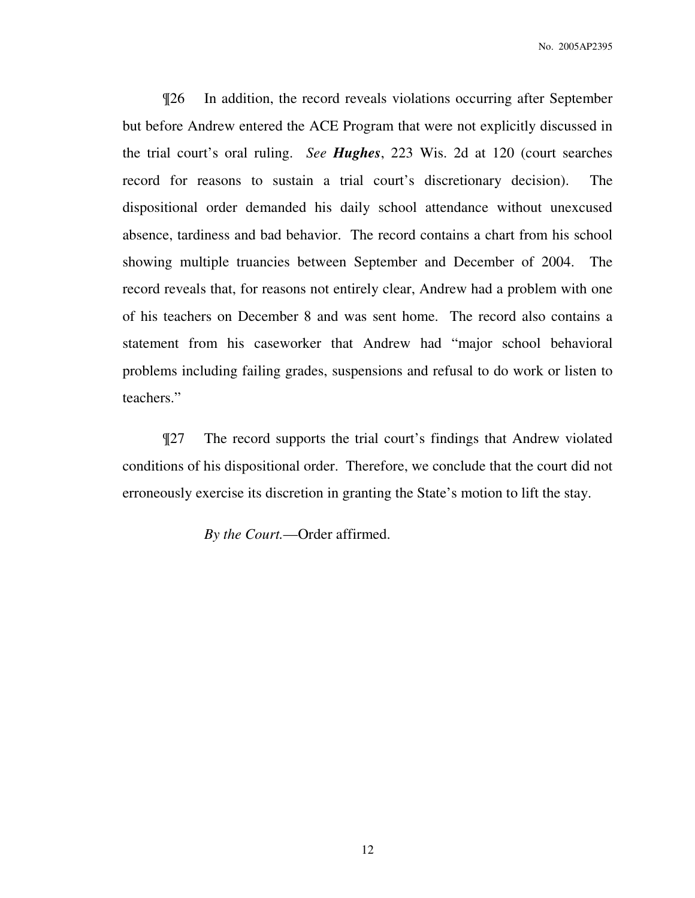¶26 In addition, the record reveals violations occurring after September but before Andrew entered the ACE Program that were not explicitly discussed in the trial court's oral ruling. *See* ***Hughes***, 223 Wis. 2d at 120 (court searches record for reasons to sustain a trial court's discretionary decision). The dispositional order demanded his daily school attendance without unexcused absence, tardiness and bad behavior. The record contains a chart from his school showing multiple truancies between September and December of 2004. The record reveals that, for reasons not entirely clear, Andrew had a problem with one of his teachers on December 8 and was sent home. The record also contains a statement from his caseworker that Andrew had "major school behavioral problems including failing grades, suspensions and refusal to do work or listen to teachers."

¶27 The record supports the trial court's findings that Andrew violated conditions of his dispositional order. Therefore, we conclude that the court did not erroneously exercise its discretion in granting the State's motion to lift the stay.

*By the Court.*—Order affirmed.